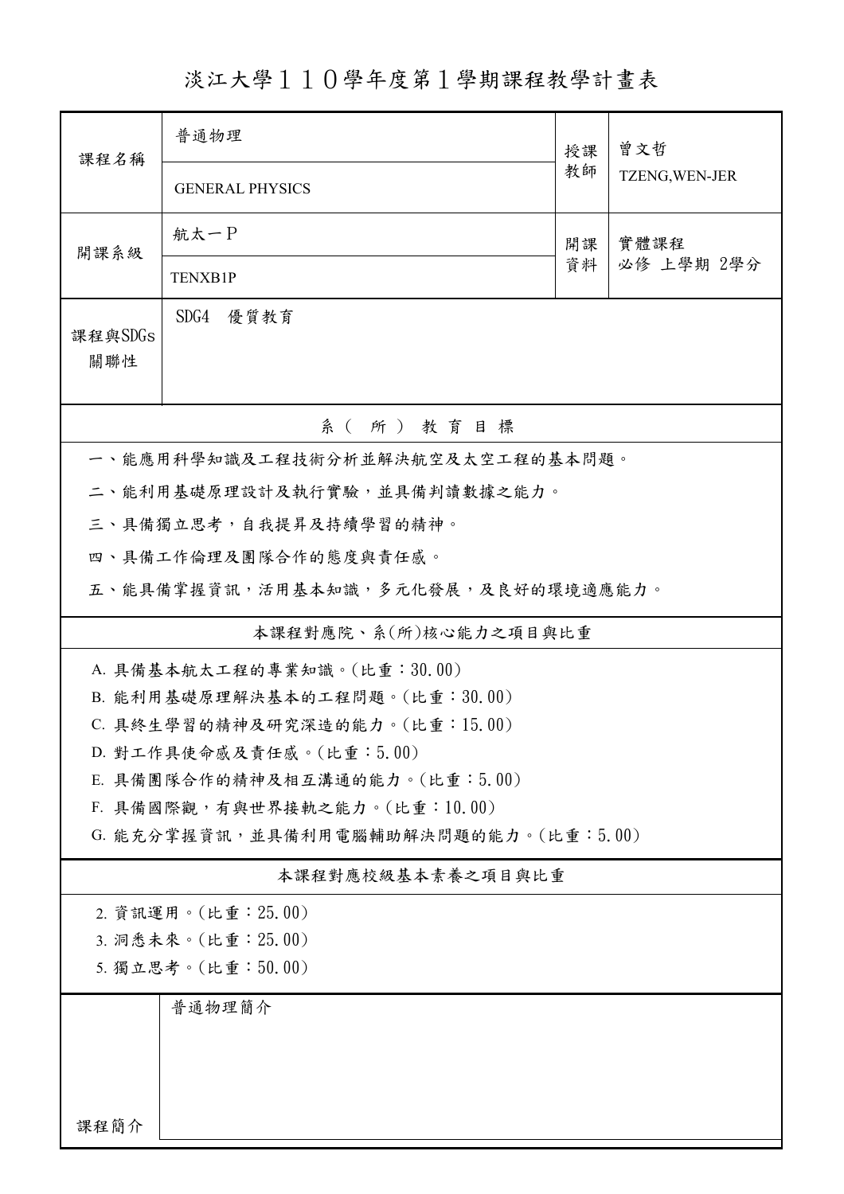# 淡江大學１１０學年度第１學期課程教學計畫表

| 課程名稱 | 普通物理<br>GENERAL PHYSICS | 授課教師 | 曾文哲<br>TZENG,WEN-JER |
|---|---|---|---|
| 開課系級 | 航太一Ｐ<br>TENXB1P | 開課資料 | 實體課程<br>必修 上學期 2學分 |
| 課程與SDGs關聯性 | SDG4 優質教育 | | |

## 系（所）教育目標

一、能應用科學知識及工程技術分析並解決航空及太空工程的基本問題。

二、能利用基礎原理設計及執行實驗，並具備判讀數據之能力。

三、具備獨立思考，自我提昇及持續學習的精神。

四、具備工作倫理及團隊合作的態度與責任感。

五、能具備掌握資訊，活用基本知識，多元化發展，及良好的環境適應能力。

## 本課程對應院、系(所)核心能力之項目與比重

A. 具備基本航太工程的專業知識。(比重：30.00)

B. 能利用基礎原理解決基本的工程問題。(比重：30.00)

C. 具終生學習的精神及研究深造的能力。(比重：15.00)

D. 對工作具使命感及責任感。(比重：5.00)

E. 具備團隊合作的精神及相互溝通的能力。(比重：5.00)

F. 具備國際觀，有與世界接軌之能力。(比重：10.00)

G. 能充分掌握資訊，並具備利用電腦輔助解決問題的能力。(比重：5.00)

## 本課程對應校級基本素養之項目與比重

2. 資訊運用。(比重：25.00)

3. 洞悉未來。(比重：25.00)

5. 獨立思考。(比重：50.00)

| 課程簡介 | 普通物理簡介 |
|---|---|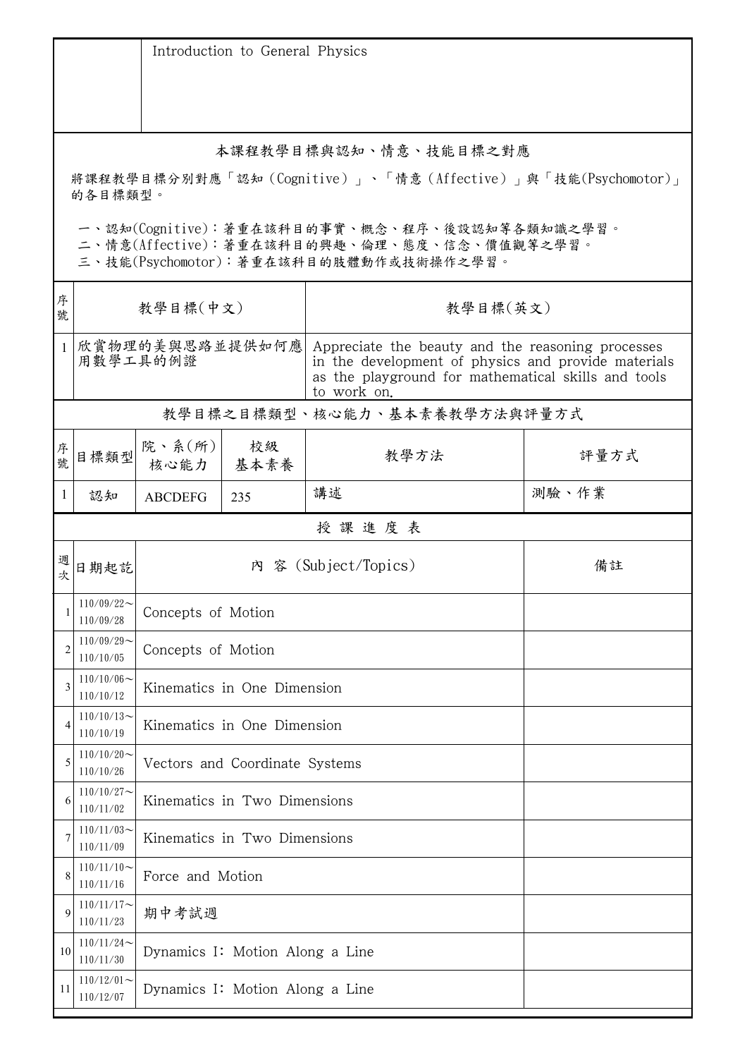| | Introduction to General Physics |
|---|---|

## 本課程教學目標與認知、情意、技能目標之對應

將課程教學目標分別對應「認知（Cognitive）」、「情意（Affective）」與「技能(Psychomotor)」的各目標類型。

一、認知(Cognitive)：著重在該科目的事實、概念、程序、後設認知等各類知識之學習。
二、情意(Affective)：著重在該科目的興趣、倫理、態度、信念、價值觀等之學習。
三、技能(Psychomotor)：著重在該科目的肢體動作或技術操作之學習。

| 序號 | 教學目標(中文) | 教學目標(英文) |
|---|---|---|
| 1 | 欣賞物理的美與思路並提供如何應用數學工具的例證 | Appreciate the beauty and the reasoning processes in the development of physics and provide materials as the playground for mathematical skills and tools to work on. |

## 教學目標之目標類型、核心能力、基本素養教學方法與評量方式

| 序號 | 目標類型 | 院、系(所)核心能力 | 校級基本素養 | 教學方法 | 評量方式 |
|---|---|---|---|---|---|
| 1 | 認知 | ABCDEFG | 235 | 講述 | 測驗、作業 |

## 授課進度表

| 週次 | 日期起訖 | 內 容 (Subject/Topics) | 備註 |
|---|---|---|---|
| 1 | 110/09/22～110/09/28 | Concepts of Motion | |
| 2 | 110/09/29～110/10/05 | Concepts of Motion | |
| 3 | 110/10/06～110/10/12 | Kinematics in One Dimension | |
| 4 | 110/10/13～110/10/19 | Kinematics in One Dimension | |
| 5 | 110/10/20～110/10/26 | Vectors and Coordinate Systems | |
| 6 | 110/10/27～110/11/02 | Kinematics in Two Dimensions | |
| 7 | 110/11/03～110/11/09 | Kinematics in Two Dimensions | |
| 8 | 110/11/10～110/11/16 | Force and Motion | |
| 9 | 110/11/17～110/11/23 | 期中考試週 | |
| 10 | 110/11/24～110/11/30 | Dynamics I: Motion Along a Line | |
| 11 | 110/12/01～110/12/07 | Dynamics I: Motion Along a Line | |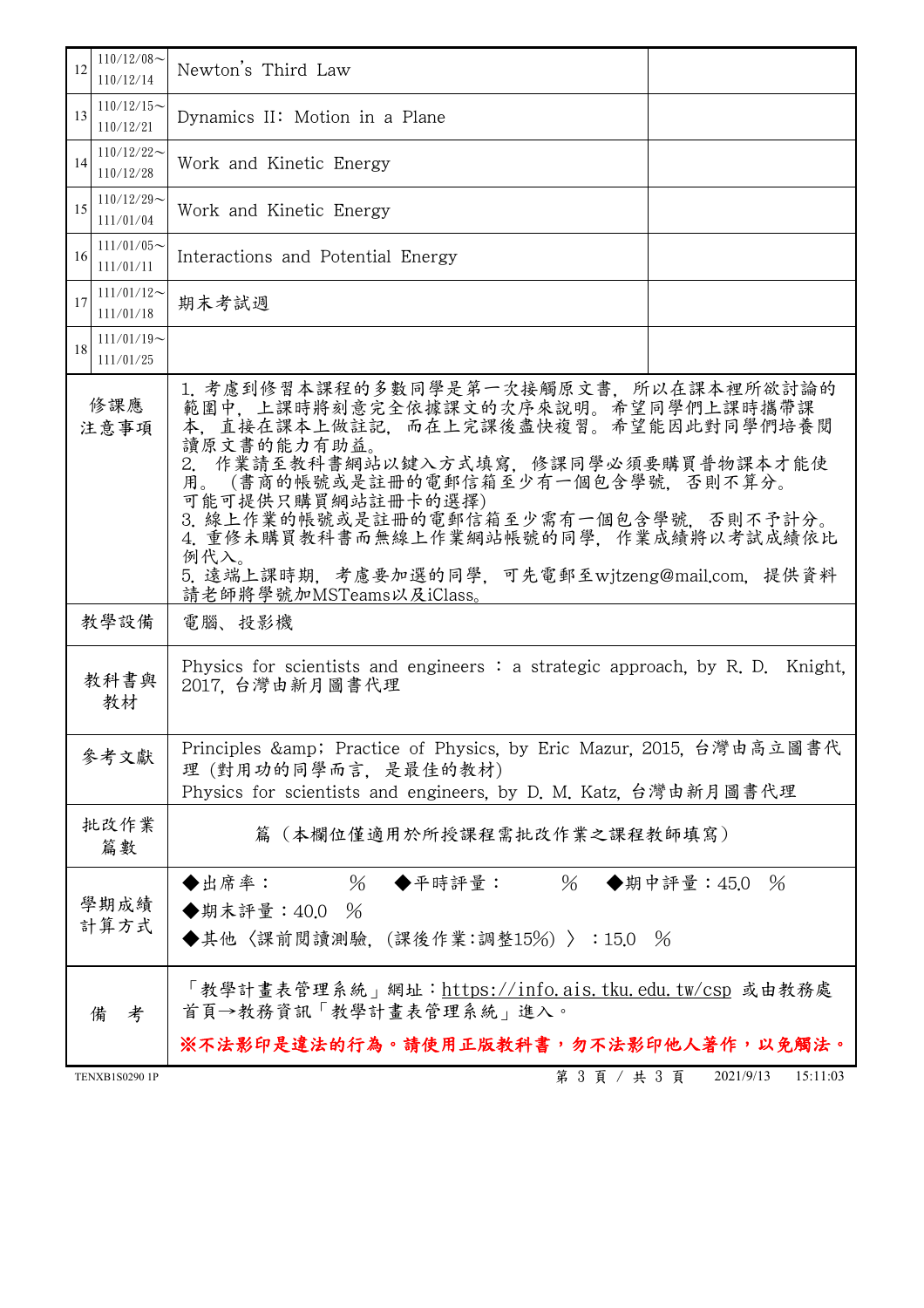| | | | |
|---|---|---|---|
| 12 | 110/12/08～<br>110/12/14 | Newton's Third Law | |
| 13 | 110/12/15～<br>110/12/21 | Dynamics II: Motion in a Plane | |
| 14 | 110/12/22～<br>110/12/28 | Work and Kinetic Energy | |
| 15 | 110/12/29～<br>111/01/04 | Work and Kinetic Energy | |
| 16 | 111/01/05～<br>111/01/11 | Interactions and Potential Energy | |
| 17 | 111/01/12～<br>111/01/18 | 期末考試週 | |
| 18 | 111/01/19～<br>111/01/25 | | |

| | |
|---|---|
| 修課應注意事項 | 1. 考慮到修習本課程的多數同學是第一次接觸原文書，所以在課本裡所欲討論的範圍中，上課時將刻意完全依據課文的次序來說明。希望同學們上課時攜帶課本，直接在課本上做註記，而在上完課後盡快複習。希望能因此對同學們培養閱讀原文書的能力有助益。<br>2. 作業請至教科書網站以鍵入方式填寫，修課同學必須要購買普物課本才能使用。（書商的帳號或是註冊的電郵信箱至少有一個包含學號，否則不算分。可能可提供只購買網站註冊卡的選擇）<br>3. 線上作業的帳號或是註冊的電郵信箱至少需有一個包含學號，否則不予計分。<br>4. 重修未購買教科書而無線上作業網站帳號的同學，作業成績將以考試成績依比例代入。<br>5. 遠端上課時期，考慮要加選的同學，可先電郵至wjtzeng@mail.com，提供資料請老師將學號加MSTeams以及iClass。 |
| 教學設備 | 電腦、投影機 |
| 教科書與教材 | Physics for scientists and engineers : a strategic approach, by R. D. Knight, 2017, 台灣由新月圖書代理 |
| 參考文獻 | Principles &amp; Practice of Physics, by Eric Mazur, 2015, 台灣由高立圖書代理（對用功的同學而言，是最佳的教材）<br>Physics for scientists and engineers, by D. M. Katz, 台灣由新月圖書代理 |
| 批改作業篇數 | 篇（本欄位僅適用於所授課程需批改作業之課程教師填寫） |
| 學期成績計算方式 | ◆出席率： ％ ◆平時評量： ％ ◆期中評量：45.0 ％<br>◆期末評量：40.0 ％<br>◆其他〈課前閱讀測驗，(課後作業:調整15%)〉：15.0 ％ |
| 備　考 | 「教學計畫表管理系統」網址：https://info.ais.tku.edu.tw/csp 或由教務處首頁→教務資訊「教學計畫表管理系統」進入。<br>**※不法影印是違法的行為。請使用正版教科書，勿不法影印他人著作，以免觸法。** |